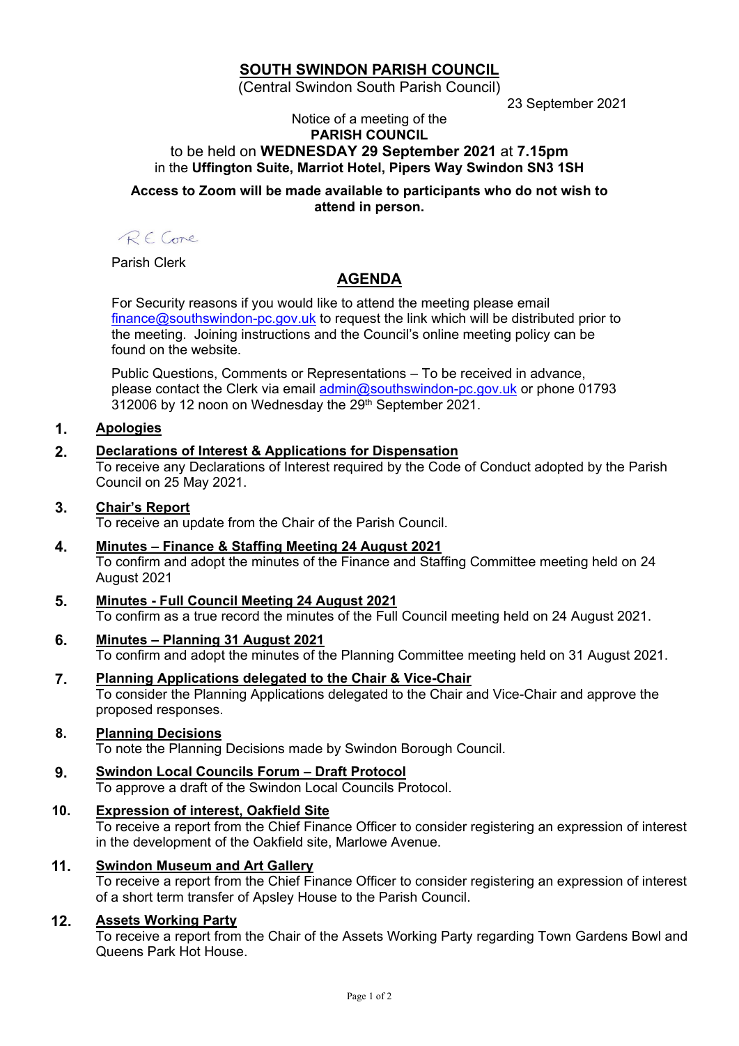# SOUTH SWINDON PARISH COUNCIL

(Central Swindon South Parish Council)

23 September 2021

Notice of a meeting of the
**PARISH COUNCIL**
to be held on **WEDNESDAY 29 September 2021** at **7.15pm**
in the **Uffington Suite, Marriot Hotel, Pipers Way Swindon SN3 1SH**

**Access to Zoom will be made available to participants who do not wish to attend in person.**

R E Cone

Parish Clerk

## AGENDA

For Security reasons if you would like to attend the meeting please email finance@southswindon-pc.gov.uk to request the link which will be distributed prior to the meeting. Joining instructions and the Council's online meeting policy can be found on the website.

Public Questions, Comments or Representations – To be received in advance, please contact the Clerk via email admin@southswindon-pc.gov.uk or phone 01793 312006 by 12 noon on Wednesday the 29th September 2021.

1. **Apologies**

2. **Declarations of Interest & Applications for Dispensation**
   To receive any Declarations of Interest required by the Code of Conduct adopted by the Parish Council on 25 May 2021.

3. **Chair's Report**
   To receive an update from the Chair of the Parish Council.

4. **Minutes – Finance & Staffing Meeting 24 August 2021**
   To confirm and adopt the minutes of the Finance and Staffing Committee meeting held on 24 August 2021

5. **Minutes - Full Council Meeting 24 August 2021**
   To confirm as a true record the minutes of the Full Council meeting held on 24 August 2021.

6. **Minutes – Planning 31 August 2021**
   To confirm and adopt the minutes of the Planning Committee meeting held on 31 August 2021.

7. **Planning Applications delegated to the Chair & Vice-Chair**
   To consider the Planning Applications delegated to the Chair and Vice-Chair and approve the proposed responses.

8. **Planning Decisions**
   To note the Planning Decisions made by Swindon Borough Council.

9. **Swindon Local Councils Forum – Draft Protocol**
   To approve a draft of the Swindon Local Councils Protocol.

10. **Expression of interest, Oakfield Site**
    To receive a report from the Chief Finance Officer to consider registering an expression of interest in the development of the Oakfield site, Marlowe Avenue.

11. **Swindon Museum and Art Gallery**
    To receive a report from the Chief Finance Officer to consider registering an expression of interest of a short term transfer of Apsley House to the Parish Council.

12. **Assets Working Party**
    To receive a report from the Chair of the Assets Working Party regarding Town Gardens Bowl and Queens Park Hot House.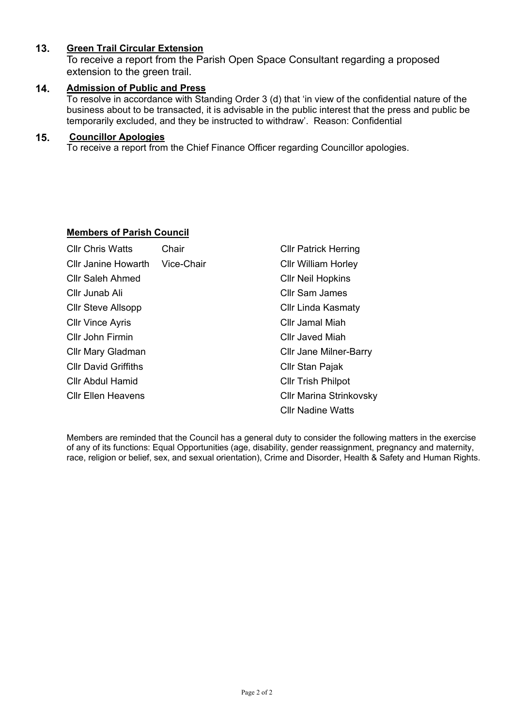**13. Green Trail Circular Extension**

To receive a report from the Parish Open Space Consultant regarding a proposed extension to the green trail.

**14. Admission of Public and Press**

To resolve in accordance with Standing Order 3 (d) that 'in view of the confidential nature of the business about to be transacted, it is advisable in the public interest that the press and public be temporarily excluded, and they be instructed to withdraw'. Reason: Confidential

**15. Councillor Apologies**

To receive a report from the Chief Finance Officer regarding Councillor apologies.

**Members of Parish Council**

| | | |
|---|---|---|
| Cllr Chris Watts | Chair | Cllr Patrick Herring |
| Cllr Janine Howarth | Vice-Chair | Cllr William Horley |
| Cllr Saleh Ahmed | | Cllr Neil Hopkins |
| Cllr Junab Ali | | Cllr Sam James |
| Cllr Steve Allsopp | | Cllr Linda Kasmaty |
| Cllr Vince Ayris | | Cllr Jamal Miah |
| Cllr John Firmin | | Cllr Javed Miah |
| Cllr Mary Gladman | | Cllr Jane Milner-Barry |
| Cllr David Griffiths | | Cllr Stan Pajak |
| Cllr Abdul Hamid | | Cllr Trish Philpot |
| Cllr Ellen Heavens | | Cllr Marina Strinkovsky |
| | | Cllr Nadine Watts |

Members are reminded that the Council has a general duty to consider the following matters in the exercise of any of its functions: Equal Opportunities (age, disability, gender reassignment, pregnancy and maternity, race, religion or belief, sex, and sexual orientation), Crime and Disorder, Health & Safety and Human Rights.